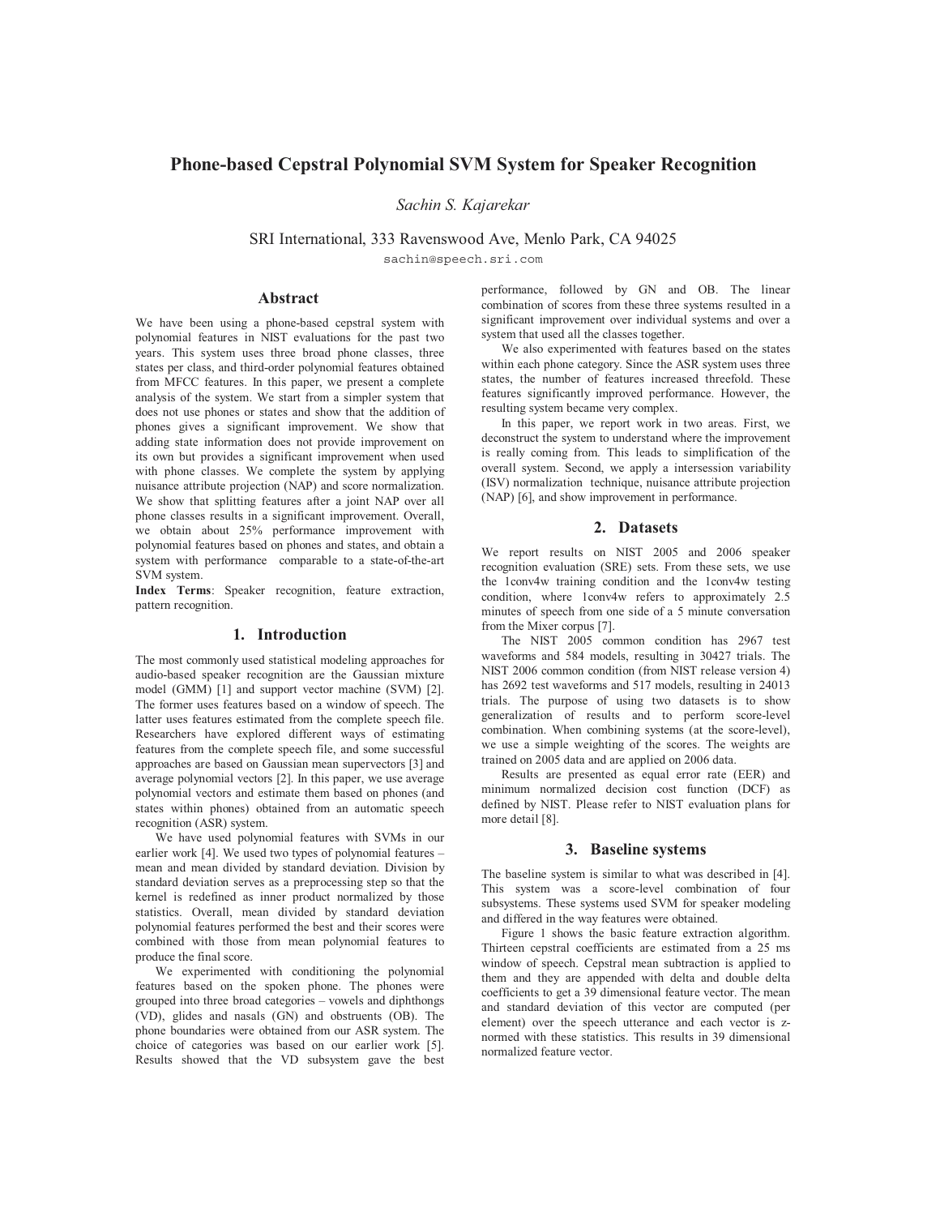# Phone-based Cepstral Polynomial SVM System for Speaker Recognition

*Sachin S. Kajarekar*

SRI International, 333 Ravenswood Ave, Menlo Park, CA 94025

sachin@speech.sri.com

## Abstract

We have been using a phone-based cepstral system with polynomial features in NIST evaluations for the past two years. This system uses three broad phone classes, three states per class, and third-order polynomial features obtained from MFCC features. In this paper, we present a complete analysis of the system. We start from a simpler system that does not use phones or states and show that the addition of phones gives a significant improvement. We show that adding state information does not provide improvement on its own but provides a significant improvement when used with phone classes. We complete the system by applying nuisance attribute projection (NAP) and score normalization. We show that splitting features after a joint NAP over all phone classes results in a significant improvement. Overall, we obtain about 25% performance improvement with polynomial features based on phones and states, and obtain a system with performance comparable to a state-of-the-art SVM system.

**Index Terms**: Speaker recognition, feature extraction, pattern recognition.

## 1. Introduction

The most commonly used statistical modeling approaches for audio-based speaker recognition are the Gaussian mixture model (GMM) [1] and support vector machine (SVM) [2]. The former uses features based on a window of speech. The latter uses features estimated from the complete speech file. Researchers have explored different ways of estimating features from the complete speech file, and some successful approaches are based on Gaussian mean supervectors [3] and average polynomial vectors [2]. In this paper, we use average polynomial vectors and estimate them based on phones (and states within phones) obtained from an automatic speech recognition (ASR) system.

We have used polynomial features with SVMs in our earlier work [4]. We used two types of polynomial features – mean and mean divided by standard deviation. Division by standard deviation serves as a preprocessing step so that the kernel is redefined as inner product normalized by those statistics. Overall, mean divided by standard deviation polynomial features performed the best and their scores were combined with those from mean polynomial features to produce the final score.

We experimented with conditioning the polynomial features based on the spoken phone. The phones were grouped into three broad categories – vowels and diphthongs (VD), glides and nasals (GN) and obstruents (OB). The phone boundaries were obtained from our ASR system. The choice of categories was based on our earlier work [5]. Results showed that the VD subsystem gave the best performance, followed by GN and OB. The linear combination of scores from these three systems resulted in a significant improvement over individual systems and over a system that used all the classes together.

We also experimented with features based on the states within each phone category. Since the ASR system uses three states, the number of features increased threefold. These features significantly improved performance. However, the resulting system became very complex.

In this paper, we report work in two areas. First, we deconstruct the system to understand where the improvement is really coming from. This leads to simplification of the overall system. Second, we apply a intersession variability (ISV) normalization technique, nuisance attribute projection (NAP) [6], and show improvement in performance.

## 2. Datasets

We report results on NIST 2005 and 2006 speaker recognition evaluation (SRE) sets. From these sets, we use the 1conv4w training condition and the 1conv4w testing condition, where 1conv4w refers to approximately 2.5 minutes of speech from one side of a 5 minute conversation from the Mixer corpus [7].

The NIST 2005 common condition has 2967 test waveforms and 584 models, resulting in 30427 trials. The NIST 2006 common condition (from NIST release version 4) has 2692 test waveforms and 517 models, resulting in 24013 trials. The purpose of using two datasets is to show generalization of results and to perform score-level combination. When combining systems (at the score-level), we use a simple weighting of the scores. The weights are trained on 2005 data and are applied on 2006 data.

Results are presented as equal error rate (EER) and minimum normalized decision cost function (DCF) as defined by NIST. Please refer to NIST evaluation plans for more detail [8].

## 3. Baseline systems

The baseline system is similar to what was described in [4]. This system was a score-level combination of four subsystems. These systems used SVM for speaker modeling and differed in the way features were obtained.

Figure 1 shows the basic feature extraction algorithm. Thirteen cepstral coefficients are estimated from a 25 ms window of speech. Cepstral mean subtraction is applied to them and they are appended with delta and double delta coefficients to get a 39 dimensional feature vector. The mean and standard deviation of this vector are computed (per element) over the speech utterance and each vector is z-normed with these statistics. This results in 39 dimensional normalized feature vector.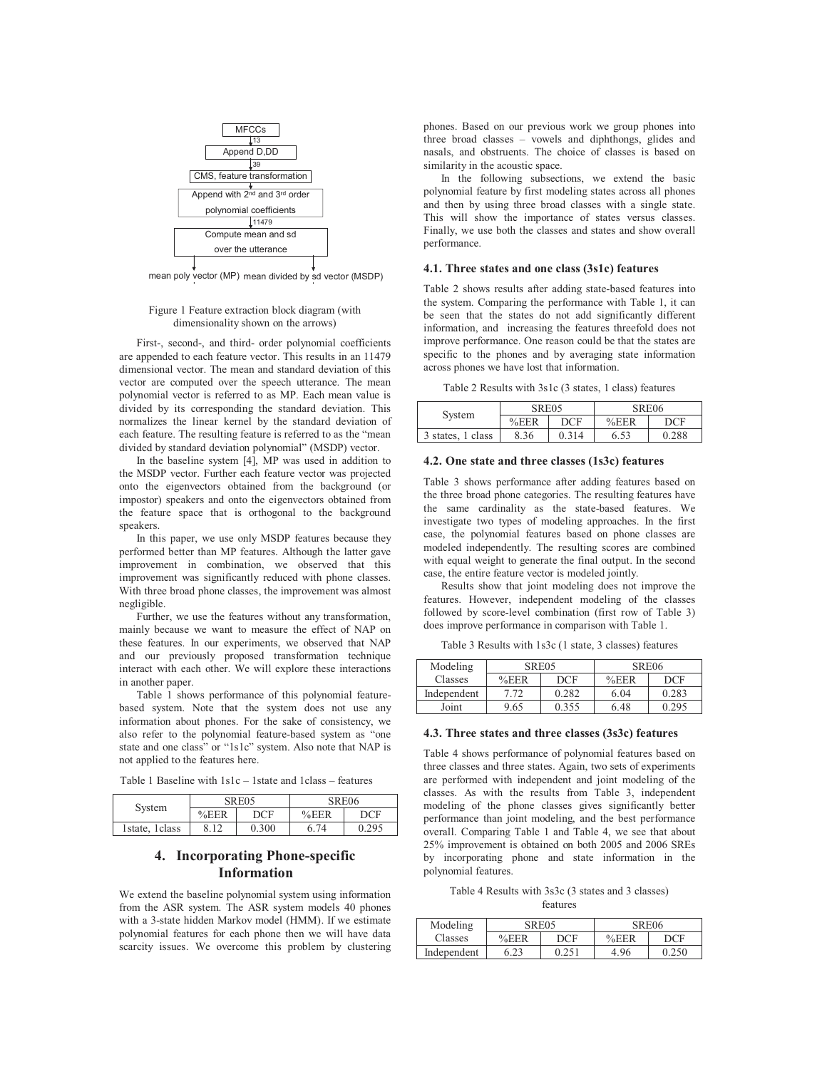MFCCs → (13) → Append D,DD → (39) → CMS, feature transformation → Append with 2nd and 3rd order polynomial coefficients → (11479) → Compute mean and sd over the utterance → mean poly vector (MP) / mean divided by sd vector (MSDP)

Figure 1 Feature extraction block diagram (with dimensionality shown on the arrows)

First-, second-, and third- order polynomial coefficients are appended to each feature vector. This results in an 11479 dimensional vector. The mean and standard deviation of this vector are computed over the speech utterance. The mean polynomial vector is referred to as MP. Each mean value is divided by its corresponding the standard deviation. This normalizes the linear kernel by the standard deviation of each feature. The resulting feature is referred to as the "mean divided by standard deviation polynomial" (MSDP) vector.

In the baseline system [4], MP was used in addition to the MSDP vector. Further each feature vector was projected onto the eigenvectors obtained from the background (or impostor) speakers and onto the eigenvectors obtained from the feature space that is orthogonal to the background speakers.

In this paper, we use only MSDP features because they performed better than MP features. Although the latter gave improvement in combination, we observed that this improvement was significantly reduced with phone classes. With three broad phone classes, the improvement was almost negligible.

Further, we use the features without any transformation, mainly because we want to measure the effect of NAP on these features. In our experiments, we observed that NAP and our previously proposed transformation technique interact with each other. We will explore these interactions in another paper.

Table 1 shows performance of this polynomial feature-based system. Note that the system does not use any information about phones. For the sake of consistency, we also refer to the polynomial feature-based system as "one state and one class" or "1s1c" system. Also note that NAP is not applied to the features here.

Table 1 Baseline with 1s1c – 1state and 1class – features

| System | SRE05 | | SRE06 | |
|---|---|---|---|---|
| | %EER | DCF | %EER | DCF |
| 1state, 1class | 8.12 | 0.300 | 6.74 | 0.295 |

## 4. Incorporating Phone-specific Information

We extend the baseline polynomial system using information from the ASR system. The ASR system models 40 phones with a 3-state hidden Markov model (HMM). If we estimate polynomial features for each phone then we will have data scarcity issues. We overcome this problem by clustering phones. Based on our previous work we group phones into three broad classes – vowels and diphthongs, glides and nasals, and obstruents. The choice of classes is based on similarity in the acoustic space.

In the following subsections, we extend the basic polynomial feature by first modeling states across all phones and then by using three broad classes with a single state. This will show the importance of states versus classes. Finally, we use both the classes and states and show overall performance.

### 4.1. Three states and one class (3s1c) features

Table 2 shows results after adding state-based features into the system. Comparing the performance with Table 1, it can be seen that the states do not add significantly different information, and increasing the features threefold does not improve performance. One reason could be that the states are specific to the phones and by averaging state information across phones we have lost that information.

Table 2 Results with 3s1c (3 states, 1 class) features

| System | SRE05 | | SRE06 | |
|---|---|---|---|---|
| | %EER | DCF | %EER | DCF |
| 3 states, 1 class | 8.36 | 0.314 | 6.53 | 0.288 |

### 4.2. One state and three classes (1s3c) features

Table 3 shows performance after adding features based on the three broad phone categories. The resulting features have the same cardinality as the state-based features. We investigate two types of modeling approaches. In the first case, the polynomial features based on phone classes are modeled independently. The resulting scores are combined with equal weight to generate the final output. In the second case, the entire feature vector is modeled jointly.

Results show that joint modeling does not improve the features. However, independent modeling of the classes followed by score-level combination (first row of Table 3) does improve performance in comparison with Table 1.

Table 3 Results with 1s3c (1 state, 3 classes) features

| Modeling Classes | SRE05 | | SRE06 | |
|---|---|---|---|---|
| | %EER | DCF | %EER | DCF |
| Independent | 7.72 | 0.282 | 6.04 | 0.283 |
| Joint | 9.65 | 0.355 | 6.48 | 0.295 |

### 4.3. Three states and three classes (3s3c) features

Table 4 shows performance of polynomial features based on three classes and three states. Again, two sets of experiments are performed with independent and joint modeling of the classes. As with the results from Table 3, independent modeling of the phone classes gives significantly better performance than joint modeling, and the best performance overall. Comparing Table 1 and Table 4, we see that about 25% improvement is obtained on both 2005 and 2006 SREs by incorporating phone and state information in the polynomial features.

Table 4 Results with 3s3c (3 states and 3 classes) features

| Modeling Classes | SRE05 | | SRE06 | |
|---|---|---|---|---|
| | %EER | DCF | %EER | DCF |
| Independent | 6.23 | 0.251 | 4.96 | 0.250 |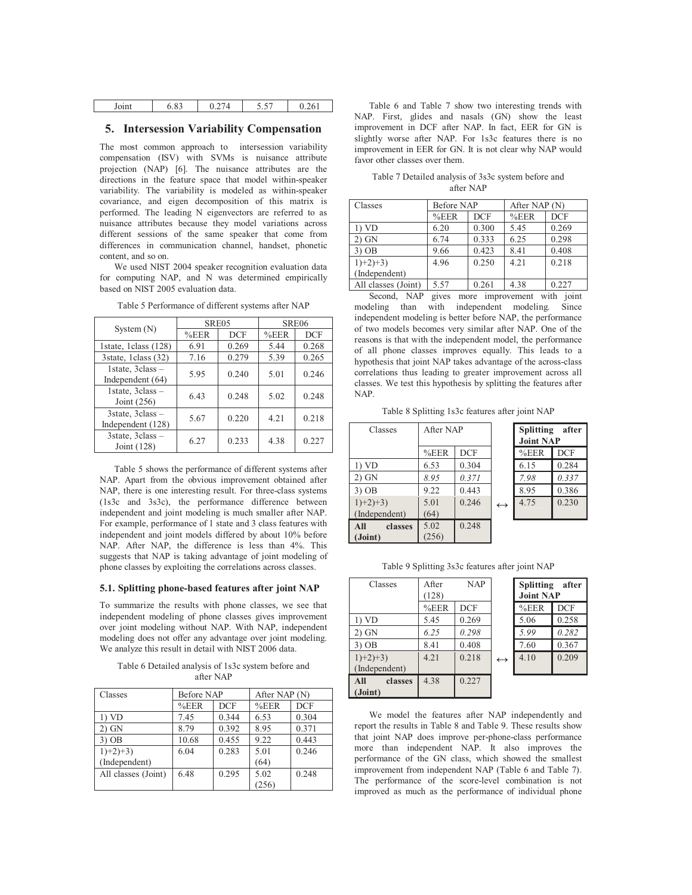| Joint | 6.83 | 0.274 | 5.57 | 0.261 |
|---|---|---|---|---|

## 5. Intersession Variability Compensation

The most common approach to intersession variability compensation (ISV) with SVMs is nuisance attribute projection (NAP) [6]. The nuisance attributes are the directions in the feature space that model within-speaker variability. The variability is modeled as within-speaker covariance, and eigen decomposition of this matrix is performed. The leading N eigenvectors are referred to as nuisance attributes because they model variations across different sessions of the same speaker that come from differences in communication channel, handset, phonetic content, and so on.

We used NIST 2004 speaker recognition evaluation data for computing NAP, and N was determined empirically based on NIST 2005 evaluation data.

Table 5 Performance of different systems after NAP

| System (N) | SRE05 | | SRE06 | |
|---|---|---|---|---|
| | %EER | DCF | %EER | DCF |
| 1state, 1class (128) | 6.91 | 0.269 | 5.44 | 0.268 |
| 3state, 1class (32) | 7.16 | 0.279 | 5.39 | 0.265 |
| 1state, 3class – Independent (64) | 5.95 | 0.240 | 5.01 | 0.246 |
| 1state, 3class – Joint (256) | 6.43 | 0.248 | 5.02 | 0.248 |
| 3state, 3class – Independent (128) | 5.67 | 0.220 | 4.21 | 0.218 |
| 3state, 3class – Joint (128) | 6.27 | 0.233 | 4.38 | 0.227 |

Table 5 shows the performance of different systems after NAP. Apart from the obvious improvement obtained after NAP, there is one interesting result. For three-class systems (1s3c and 3s3c), the performance difference between independent and joint modeling is much smaller after NAP. For example, performance of 1 state and 3 class features with independent and joint models differed by about 10% before NAP. After NAP, the difference is less than 4%. This suggests that NAP is taking advantage of joint modeling of phone classes by exploiting the correlations across classes.

### 5.1. Splitting phone-based features after joint NAP

To summarize the results with phone classes, we see that independent modeling of phone classes gives improvement over joint modeling without NAP. With NAP, independent modeling does not offer any advantage over joint modeling. We analyze this result in detail with NIST 2006 data.

Table 6 Detailed analysis of 1s3c system before and after NAP

| Classes | Before NAP | | After NAP (N) | |
|---|---|---|---|---|
| | %EER | DCF | %EER | DCF |
| 1) VD | 7.45 | 0.344 | 6.53 | 0.304 |
| 2) GN | 8.79 | 0.392 | 8.95 | 0.371 |
| 3) OB | 10.68 | 0.455 | 9.22 | 0.443 |
| 1)+2)+3) (Independent) | 6.04 | 0.283 | 5.01 (64) | 0.246 |
| All classes (Joint) | 6.48 | 0.295 | 5.02 (256) | 0.248 |

Table 6 and Table 7 show two interesting trends with NAP. First, glides and nasals (GN) show the least improvement in DCF after NAP. In fact, EER for GN is slightly worse after NAP. For 1s3c features there is no improvement in EER for GN. It is not clear why NAP would favor other classes over them.

Table 7 Detailed analysis of 3s3c system before and after NAP

| Classes | Before NAP | | After NAP (N) | |
|---|---|---|---|---|
| | %EER | DCF | %EER | DCF |
| 1) VD | 6.20 | 0.300 | 5.45 | 0.269 |
| 2) GN | 6.74 | 0.333 | 6.25 | 0.298 |
| 3) OB | 9.66 | 0.423 | 8.41 | 0.408 |
| 1)+2)+3) (Independent) | 4.96 | 0.250 | 4.21 | 0.218 |
| All classes (Joint) | 5.57 | 0.261 | 4.38 | 0.227 |

Second, NAP gives more improvement with joint modeling than with independent modeling. Since independent modeling is better before NAP, the performance of two models becomes very similar after NAP. One of the reasons is that with the independent model, the performance of all phone classes improves equally. This leads to a hypothesis that joint NAP takes advantage of the across-class correlations thus leading to greater improvement across all classes. We test this hypothesis by splitting the features after NAP.

Table 8 Splitting 1s3c features after joint NAP

| Classes | After NAP | | | **Splitting after Joint NAP** | |
|---|---|---|---|---|---|
| | %EER | DCF | | %EER | DCF |
| 1) VD | 6.53 | 0.304 | | 6.15 | 0.284 |
| 2) GN | *8.95* | *0.371* | | *7.98* | *0.337* |
| 3) OB | 9.22 | 0.443 | | 8.95 | 0.386 |
| 1)+2)+3) (Independent) | 5.01 (64) | 0.246 | ↔ | 4.75 | 0.230 |
| **All classes (Joint)** | 5.02 (256) | 0.248 | | | |

Table 9 Splitting 3s3c features after joint NAP

| Classes | After NAP (128) | | | **Splitting after Joint NAP** | |
|---|---|---|---|---|---|
| | %EER | DCF | | %EER | DCF |
| 1) VD | 5.45 | 0.269 | | 5.06 | 0.258 |
| 2) GN | *6.25* | *0.298* | | *5.99* | *0.282* |
| 3) OB | 8.41 | 0.408 | | 7.60 | 0.367 |
| 1)+2)+3) (Independent) | 4.21 | 0.218 | ↔ | 4.10 | 0.209 |
| **All classes (Joint)** | 4.38 | 0.227 | | | |

We model the features after NAP independently and report the results in Table 8 and Table 9. These results show that joint NAP does improve per-phone-class performance more than independent NAP. It also improves the performance of the GN class, which showed the smallest improvement from independent NAP (Table 6 and Table 7). The performance of the score-level combination is not improved as much as the performance of individual phone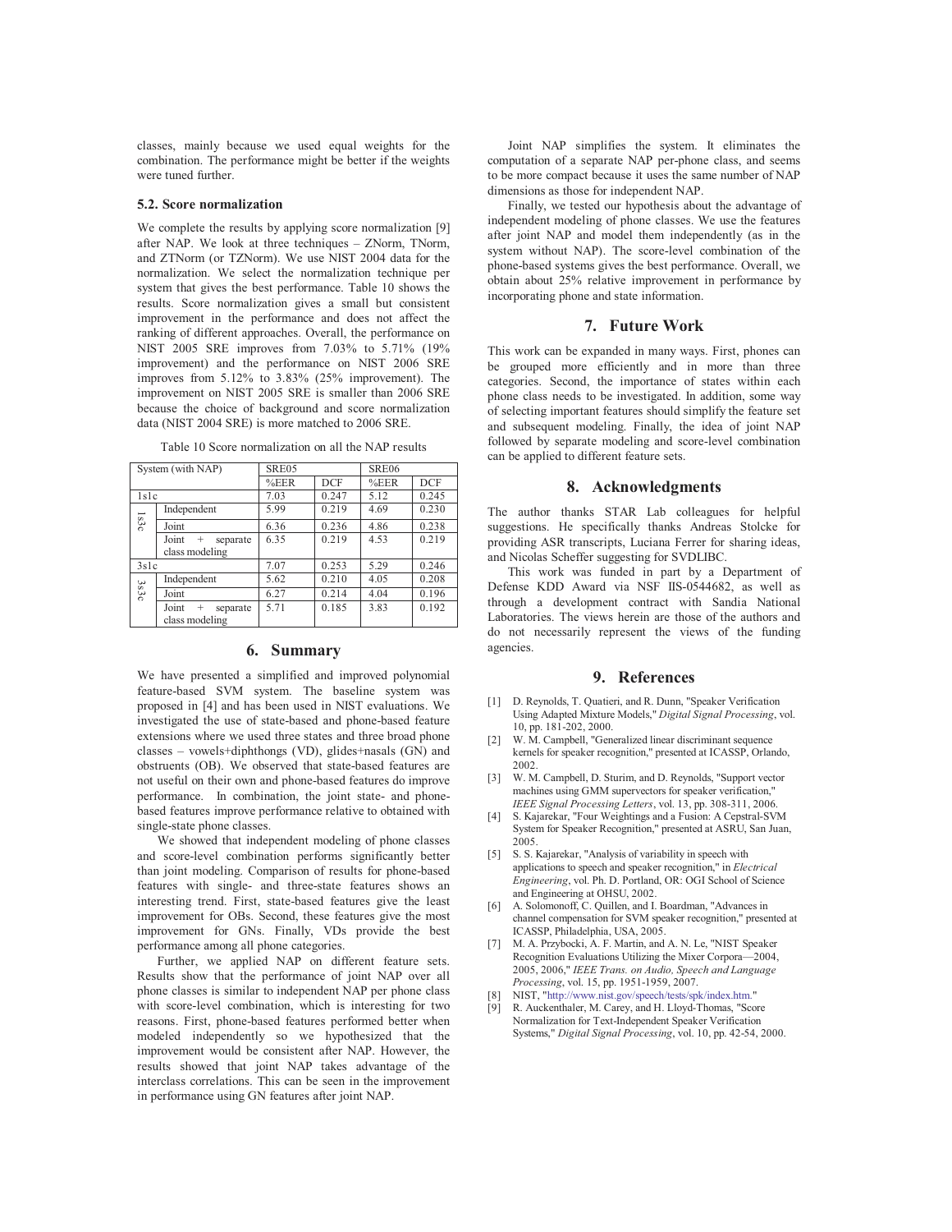classes, mainly because we used equal weights for the combination. The performance might be better if the weights were tuned further.

### 5.2. Score normalization

We complete the results by applying score normalization [9] after NAP. We look at three techniques – ZNorm, TNorm, and ZTNorm (or TZNorm). We use NIST 2004 data for the normalization. We select the normalization technique per system that gives the best performance. Table 10 shows the results. Score normalization gives a small but consistent improvement in the performance and does not affect the ranking of different approaches. Overall, the performance on NIST 2005 SRE improves from 7.03% to 5.71% (19% improvement) and the performance on NIST 2006 SRE improves from 5.12% to 3.83% (25% improvement). The improvement on NIST 2005 SRE is smaller than 2006 SRE because the choice of background and score normalization data (NIST 2004 SRE) is more matched to 2006 SRE.

Table 10 Score normalization on all the NAP results

| System (with NAP) | | SRE05 | | SRE06 | |
|---|---|---|---|---|---|
| | | %EER | DCF | %EER | DCF |
| 1s1c | | 7.03 | 0.247 | 5.12 | 0.245 |
| 1s3c | Independent | 5.99 | 0.219 | 4.69 | 0.230 |
| | Joint | 6.36 | 0.236 | 4.86 | 0.238 |
| | Joint + separate class modeling | 6.35 | 0.219 | 4.53 | 0.219 |
| 3s1c | | 7.07 | 0.253 | 5.29 | 0.246 |
| 3s3c | Independent | 5.62 | 0.210 | 4.05 | 0.208 |
| | Joint | 6.27 | 0.214 | 4.04 | 0.196 |
| | Joint + separate class modeling | 5.71 | 0.185 | 3.83 | 0.192 |

## 6. Summary

We have presented a simplified and improved polynomial feature-based SVM system. The baseline system was proposed in [4] and has been used in NIST evaluations. We investigated the use of state-based and phone-based feature extensions where we used three states and three broad phone classes – vowels+diphthongs (VD), glides+nasals (GN) and obstruents (OB). We observed that state-based features are not useful on their own and phone-based features do improve performance. In combination, the joint state- and phone-based features improve performance relative to obtained with single-state phone classes.

We showed that independent modeling of phone classes and score-level combination performs significantly better than joint modeling. Comparison of results for phone-based features with single- and three-state features shows an interesting trend. First, state-based features give the least improvement for OBs. Second, these features give the most improvement for GNs. Finally, VDs provide the best performance among all phone categories.

Further, we applied NAP on different feature sets. Results show that the performance of joint NAP over all phone classes is similar to independent NAP per phone class with score-level combination, which is interesting for two reasons. First, phone-based features performed better when modeled independently so we hypothesized that the improvement would be consistent after NAP. However, the results showed that joint NAP takes advantage of the interclass correlations. This can be seen in the improvement in performance using GN features after joint NAP.

Joint NAP simplifies the system. It eliminates the computation of a separate NAP per-phone class, and seems to be more compact because it uses the same number of NAP dimensions as those for independent NAP.

Finally, we tested our hypothesis about the advantage of independent modeling of phone classes. We use the features after joint NAP and model them independently (as in the system without NAP). The score-level combination of the phone-based systems gives the best performance. Overall, we obtain about 25% relative improvement in performance by incorporating phone and state information.

## 7. Future Work

This work can be expanded in many ways. First, phones can be grouped more efficiently and in more than three categories. Second, the importance of states within each phone class needs to be investigated. In addition, some way of selecting important features should simplify the feature set and subsequent modeling. Finally, the idea of joint NAP followed by separate modeling and score-level combination can be applied to different feature sets.

## 8. Acknowledgments

The author thanks STAR Lab colleagues for helpful suggestions. He specifically thanks Andreas Stolcke for providing ASR transcripts, Luciana Ferrer for sharing ideas, and Nicolas Scheffer suggesting for SVDLIBC.

This work was funded in part by a Department of Defense KDD Award via NSF IIS-0544682, as well as through a development contract with Sandia National Laboratories. The views herein are those of the authors and do not necessarily represent the views of the funding agencies.

## 9. References

[1] D. Reynolds, T. Quatieri, and R. Dunn, "Speaker Verification Using Adapted Mixture Models," *Digital Signal Processing*, vol. 10, pp. 181-202, 2000.

[2] W. M. Campbell, "Generalized linear discriminant sequence kernels for speaker recognition," presented at ICASSP, Orlando, 2002.

[3] W. M. Campbell, D. Sturim, and D. Reynolds, "Support vector machines using GMM supervectors for speaker verification," *IEEE Signal Processing Letters*, vol. 13, pp. 308-311, 2006.

[4] S. Kajarekar, "Four Weightings and a Fusion: A Cepstral-SVM System for Speaker Recognition," presented at ASRU, San Juan, 2005.

[5] S. S. Kajarekar, "Analysis of variability in speech with applications to speech and speaker recognition," in *Electrical Engineering*, vol. Ph. D. Portland, OR: OGI School of Science and Engineering at OHSU, 2002.

[6] A. Solomonoff, C. Quillen, and I. Boardman, "Advances in channel compensation for SVM speaker recognition," presented at ICASSP, Philadelphia, USA, 2005.

[7] M. A. Przybocki, A. F. Martin, and A. N. Le, "NIST Speaker Recognition Evaluations Utilizing the Mixer Corpora—2004, 2005, 2006," *IEEE Trans. on Audio, Speech and Language Processing*, vol. 15, pp. 1951-1959, 2007.

[8] NIST, "http://www.nist.gov/speech/tests/spk/index.htm."

[9] R. Auckenthaler, M. Carey, and H. Lloyd-Thomas, "Score Normalization for Text-Independent Speaker Verification Systems," *Digital Signal Processing*, vol. 10, pp. 42-54, 2000.